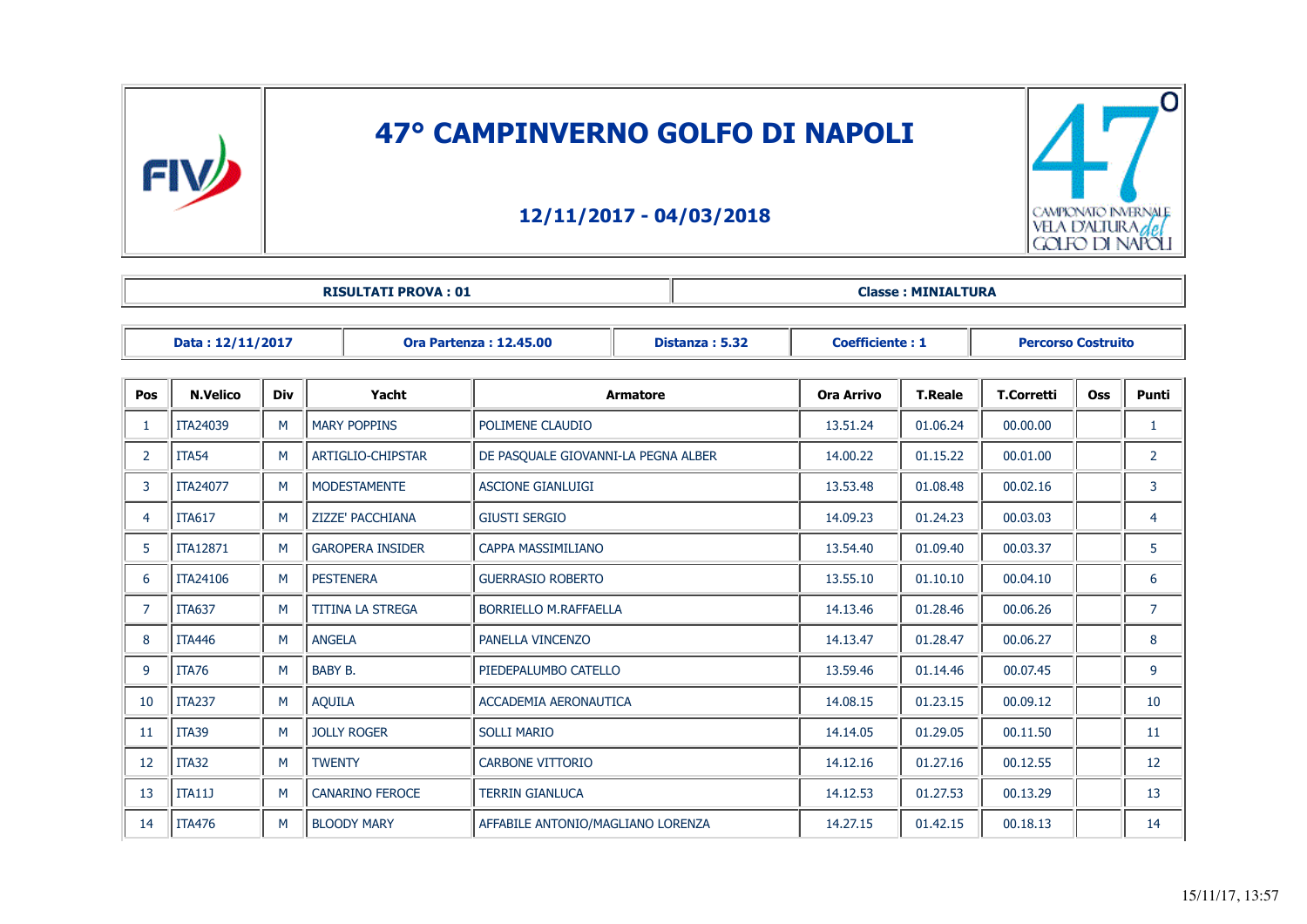# 47° CAMPINVERNO GOLFO DI NAPOLI

## 12/11/2017 - 04/03/2018

| RISULTATI PROVA : 01 | Classe : MINIALTURA |
|---|---|

| Data : 12/11/2017 | Ora Partenza : 12.45.00 | Distanza : 5.32 | Coefficiente : 1 | Percorso Costruito |
|---|---|---|---|---|

| Pos | N.Velico | Div | Yacht | Armatore | Ora Arrivo | T.Reale | T.Corretti | Oss | Punti |
|---|---|---|---|---|---|---|---|---|---|
| 1 | ITA24039 | M | MARY POPPINS | POLIMENE CLAUDIO | 13.51.24 | 01.06.24 | 00.00.00 | | 1 |
| 2 | ITA54 | M | ARTIGLIO-CHIPSTAR | DE PASQUALE GIOVANNI-LA PEGNA ALBER | 14.00.22 | 01.15.22 | 00.01.00 | | 2 |
| 3 | ITA24077 | M | MODESTAMENTE | ASCIONE GIANLUIGI | 13.53.48 | 01.08.48 | 00.02.16 | | 3 |
| 4 | ITA617 | M | ZIZZE' PACCHIANA | GIUSTI SERGIO | 14.09.23 | 01.24.23 | 00.03.03 | | 4 |
| 5 | ITA12871 | M | GAROPERA INSIDER | CAPPA MASSIMILIANO | 13.54.40 | 01.09.40 | 00.03.37 | | 5 |
| 6 | ITA24106 | M | PESTENERA | GUERRASIO ROBERTO | 13.55.10 | 01.10.10 | 00.04.10 | | 6 |
| 7 | ITA637 | M | TITINA LA STREGA | BORRIELLO M.RAFFAELLA | 14.13.46 | 01.28.46 | 00.06.26 | | 7 |
| 8 | ITA446 | M | ANGELA | PANELLA VINCENZO | 14.13.47 | 01.28.47 | 00.06.27 | | 8 |
| 9 | ITA76 | M | BABY B. | PIEDEPALUMBO CATELLO | 13.59.46 | 01.14.46 | 00.07.45 | | 9 |
| 10 | ITA237 | M | AQUILA | ACCADEMIA AERONAUTICA | 14.08.15 | 01.23.15 | 00.09.12 | | 10 |
| 11 | ITA39 | M | JOLLY ROGER | SOLLI MARIO | 14.14.05 | 01.29.05 | 00.11.50 | | 11 |
| 12 | ITA32 | M | TWENTY | CARBONE VITTORIO | 14.12.16 | 01.27.16 | 00.12.55 | | 12 |
| 13 | ITA11J | M | CANARINO FEROCE | TERRIN GIANLUCA | 14.12.53 | 01.27.53 | 00.13.29 | | 13 |
| 14 | ITA476 | M | BLOODY MARY | AFFABILE ANTONIO/MAGLIANO LORENZA | 14.27.15 | 01.42.15 | 00.18.13 | | 14 |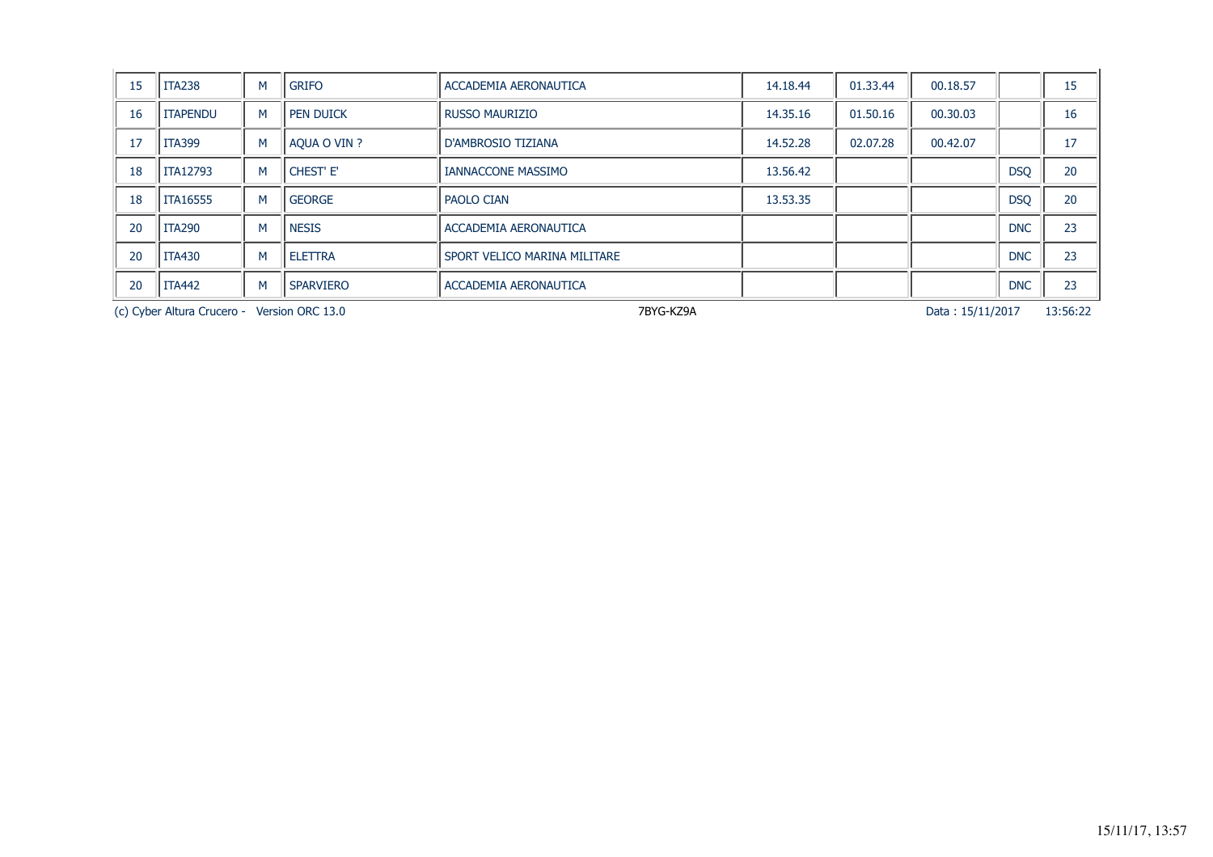| | | | | | | | | | |
|---|---|---|---|---|---|---|---|---|---|
| 15 | ITA238 | M | GRIFO | ACCADEMIA AERONAUTICA | 14.18.44 | 01.33.44 | 00.18.57 | | 15 |
| 16 | ITAPENDU | M | PEN DUICK | RUSSO MAURIZIO | 14.35.16 | 01.50.16 | 00.30.03 | | 16 |
| 17 | ITA399 | M | AQUA O VIN ? | D'AMBROSIO TIZIANA | 14.52.28 | 02.07.28 | 00.42.07 | | 17 |
| 18 | ITA12793 | M | CHEST' E' | IANNACCONE MASSIMO | 13.56.42 | | | DSQ | 20 |
| 18 | ITA16555 | M | GEORGE | PAOLO CIAN | 13.53.35 | | | DSQ | 20 |
| 20 | ITA290 | M | NESIS | ACCADEMIA AERONAUTICA | | | | DNC | 23 |
| 20 | ITA430 | M | ELETTRA | SPORT VELICO MARINA MILITARE | | | | DNC | 23 |
| 20 | ITA442 | M | SPARVIERO | ACCADEMIA AERONAUTICA | | | | DNC | 23 |

(c) Cyber Altura Crucero - Version ORC 13.0 7BYG-KZ9A Data : 15/11/2017 13:56:22